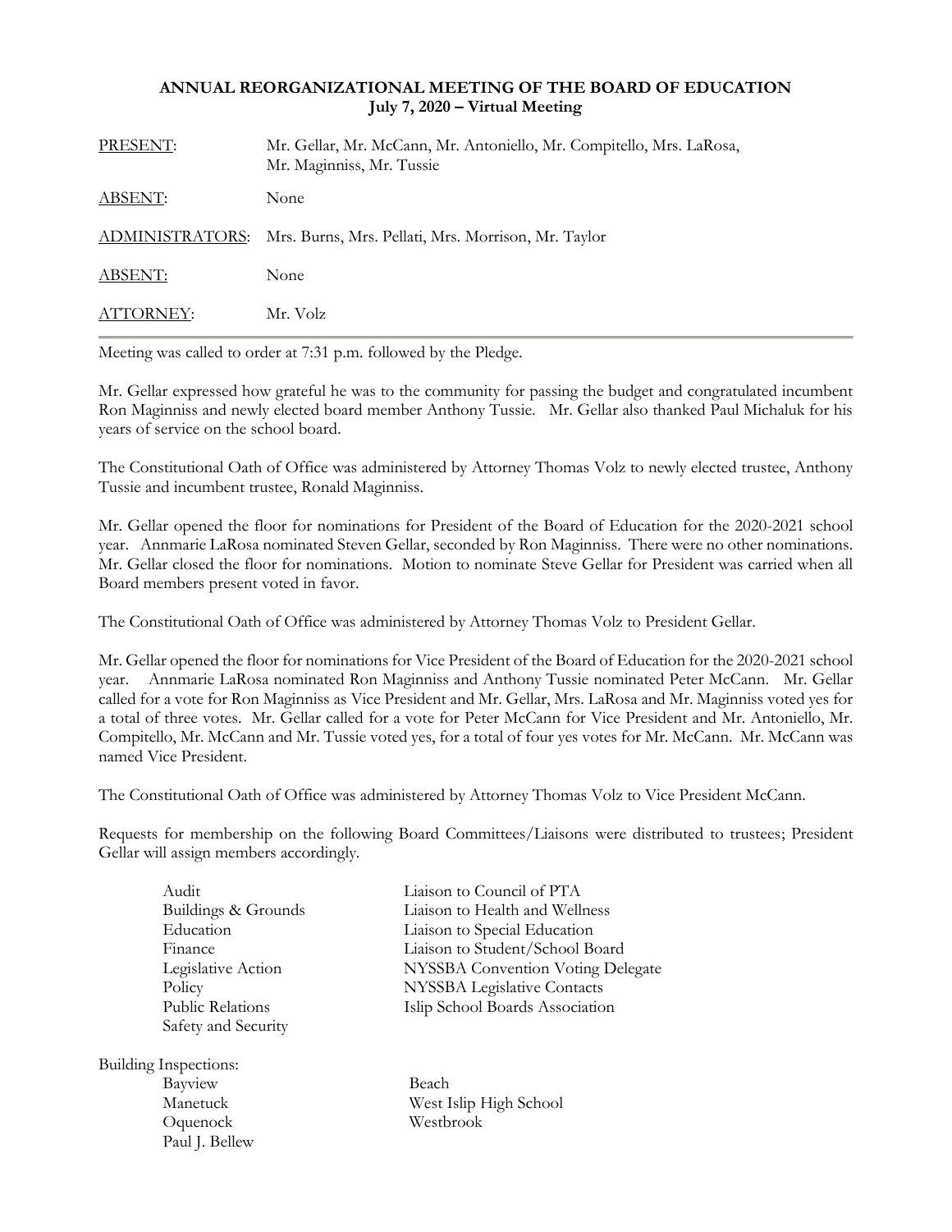**ANNUAL REORGANIZATIONAL MEETING OF THE BOARD OF EDUCATION**
**July 7, 2020 – Virtual Meeting**

| | |
|---|---|
| PRESENT: | Mr. Gellar, Mr. McCann, Mr. Antoniello, Mr. Compitello, Mrs. LaRosa, Mr. Maginniss, Mr. Tussie |
| ABSENT: | None |
| ADMINISTRATORS: | Mrs. Burns, Mrs. Pellati, Mrs. Morrison, Mr. Taylor |
| ABSENT: | None |
| ATTORNEY: | Mr. Volz |

Meeting was called to order at 7:31 p.m. followed by the Pledge.

Mr. Gellar expressed how grateful he was to the community for passing the budget and congratulated incumbent Ron Maginniss and newly elected board member Anthony Tussie. Mr. Gellar also thanked Paul Michaluk for his years of service on the school board.

The Constitutional Oath of Office was administered by Attorney Thomas Volz to newly elected trustee, Anthony Tussie and incumbent trustee, Ronald Maginniss.

Mr. Gellar opened the floor for nominations for President of the Board of Education for the 2020-2021 school year. Annmarie LaRosa nominated Steven Gellar, seconded by Ron Maginniss. There were no other nominations. Mr. Gellar closed the floor for nominations. Motion to nominate Steve Gellar for President was carried when all Board members present voted in favor.

The Constitutional Oath of Office was administered by Attorney Thomas Volz to President Gellar.

Mr. Gellar opened the floor for nominations for Vice President of the Board of Education for the 2020-2021 school year. Annmarie LaRosa nominated Ron Maginniss and Anthony Tussie nominated Peter McCann. Mr. Gellar called for a vote for Ron Maginniss as Vice President and Mr. Gellar, Mrs. LaRosa and Mr. Maginniss voted yes for a total of three votes. Mr. Gellar called for a vote for Peter McCann for Vice President and Mr. Antoniello, Mr. Compitello, Mr. McCann and Mr. Tussie voted yes, for a total of four yes votes for Mr. McCann. Mr. McCann was named Vice President.

The Constitutional Oath of Office was administered by Attorney Thomas Volz to Vice President McCann.

Requests for membership on the following Board Committees/Liaisons were distributed to trustees; President Gellar will assign members accordingly.

| | |
|---|---|
| Audit | Liaison to Council of PTA |
| Buildings & Grounds | Liaison to Health and Wellness |
| Education | Liaison to Special Education |
| Finance | Liaison to Student/School Board |
| Legislative Action | NYSSBA Convention Voting Delegate |
| Policy | NYSSBA Legislative Contacts |
| Public Relations | Islip School Boards Association |
| Safety and Security | |

Building Inspections:

| | |
|---|---|
| Bayview | Beach |
| Manetuck | West Islip High School |
| Oquenock | Westbrook |
| Paul J. Bellew | |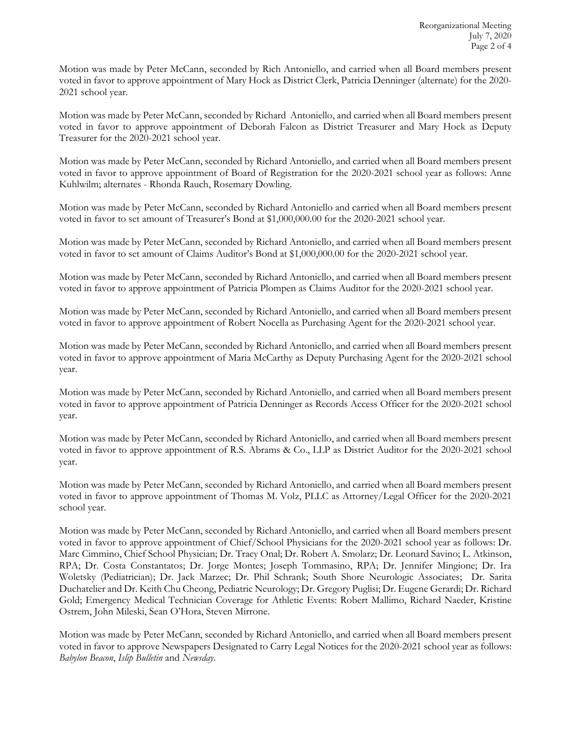Motion was made by Peter McCann, seconded by Rich Antoniello, and carried when all Board members present voted in favor to approve appointment of Mary Hock as District Clerk, Patricia Denninger (alternate) for the 2020-2021 school year.

Motion was made by Peter McCann, seconded by Richard Antoniello, and carried when all Board members present voted in favor to approve appointment of Deborah Falcon as District Treasurer and Mary Hock as Deputy Treasurer for the 2020-2021 school year.

Motion was made by Peter McCann, seconded by Richard Antoniello, and carried when all Board members present voted in favor to approve appointment of Board of Registration for the 2020-2021 school year as follows: Anne Kuhlwilm; alternates - Rhonda Rauch, Rosemary Dowling.

Motion was made by Peter McCann, seconded by Richard Antoniello and carried when all Board members present voted in favor to set amount of Treasurer's Bond at $1,000,000.00 for the 2020-2021 school year.

Motion was made by Peter McCann, seconded by Richard Antoniello, and carried when all Board members present voted in favor to set amount of Claims Auditor's Bond at $1,000,000.00 for the 2020-2021 school year.

Motion was made by Peter McCann, seconded by Richard Antoniello, and carried when all Board members present voted in favor to approve appointment of Patricia Plompen as Claims Auditor for the 2020-2021 school year.

Motion was made by Peter McCann, seconded by Richard Antoniello, and carried when all Board members present voted in favor to approve appointment of Robert Nocella as Purchasing Agent for the 2020-2021 school year.

Motion was made by Peter McCann, seconded by Richard Antoniello, and carried when all Board members present voted in favor to approve appointment of Maria McCarthy as Deputy Purchasing Agent for the 2020-2021 school year.

Motion was made by Peter McCann, seconded by Richard Antoniello, and carried when all Board members present voted in favor to approve appointment of Patricia Denninger as Records Access Officer for the 2020-2021 school year.

Motion was made by Peter McCann, seconded by Richard Antoniello, and carried when all Board members present voted in favor to approve appointment of R.S. Abrams & Co., LLP as District Auditor for the 2020-2021 school year.

Motion was made by Peter McCann, seconded by Richard Antoniello, and carried when all Board members present voted in favor to approve appointment of Thomas M. Volz, PLLC as Attorney/Legal Officer for the 2020-2021 school year.

Motion was made by Peter McCann, seconded by Richard Antoniello, and carried when all Board members present voted in favor to approve appointment of Chief/School Physicians for the 2020-2021 school year as follows: Dr. Marc Cimmino, Chief School Physician; Dr. Tracy Onal; Dr. Robert A. Smolarz; Dr. Leonard Savino; L. Atkinson, RPA; Dr. Costa Constantatos; Dr. Jorge Montes; Joseph Tommasino, RPA; Dr. Jennifer Mingione; Dr. Ira Woletsky (Pediatrician); Dr. Jack Marzec; Dr. Phil Schrank; South Shore Neurologic Associates; Dr. Sarita Duchatelier and Dr. Keith Chu Cheong, Pediatric Neurology; Dr. Gregory Puglisi; Dr. Eugene Gerardi; Dr. Richard Gold; Emergency Medical Technician Coverage for Athletic Events: Robert Mallimo, Richard Naeder, Kristine Ostrem, John Mileski, Sean O'Hora, Steven Mirrone.

Motion was made by Peter McCann, seconded by Richard Antoniello, and carried when all Board members present voted in favor to approve Newspapers Designated to Carry Legal Notices for the 2020-2021 school year as follows: *Babylon Beacon*, *Islip Bulletin* and *Newsday*.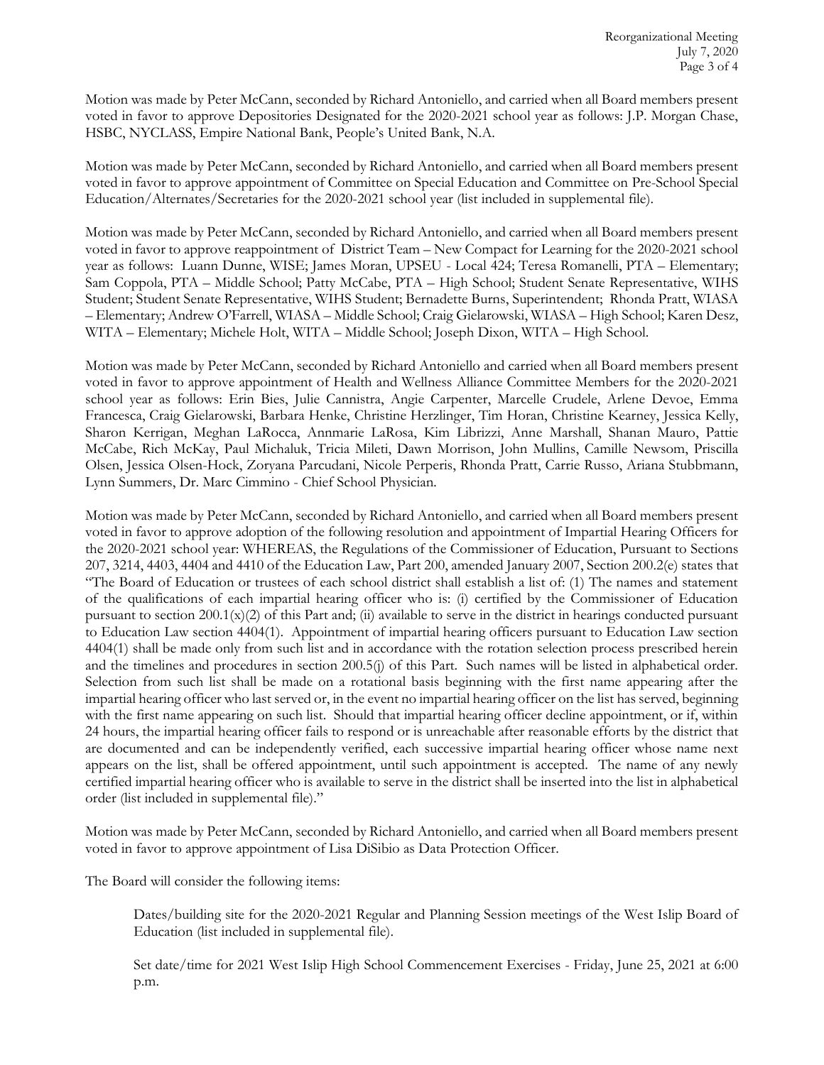Motion was made by Peter McCann, seconded by Richard Antoniello, and carried when all Board members present voted in favor to approve Depositories Designated for the 2020-2021 school year as follows: J.P. Morgan Chase, HSBC, NYCLASS, Empire National Bank, People's United Bank, N.A.

Motion was made by Peter McCann, seconded by Richard Antoniello, and carried when all Board members present voted in favor to approve appointment of Committee on Special Education and Committee on Pre-School Special Education/Alternates/Secretaries for the 2020-2021 school year (list included in supplemental file).

Motion was made by Peter McCann, seconded by Richard Antoniello, and carried when all Board members present voted in favor to approve reappointment of District Team – New Compact for Learning for the 2020-2021 school year as follows: Luann Dunne, WISE; James Moran, UPSEU - Local 424; Teresa Romanelli, PTA – Elementary; Sam Coppola, PTA – Middle School; Patty McCabe, PTA – High School; Student Senate Representative, WIHS Student; Student Senate Representative, WIHS Student; Bernadette Burns, Superintendent; Rhonda Pratt, WIASA – Elementary; Andrew O'Farrell, WIASA – Middle School; Craig Gielarowski, WIASA – High School; Karen Desz, WITA – Elementary; Michele Holt, WITA – Middle School; Joseph Dixon, WITA – High School.

Motion was made by Peter McCann, seconded by Richard Antoniello and carried when all Board members present voted in favor to approve appointment of Health and Wellness Alliance Committee Members for the 2020-2021 school year as follows: Erin Bies, Julie Cannistra, Angie Carpenter, Marcelle Crudele, Arlene Devoe, Emma Francesca, Craig Gielarowski, Barbara Henke, Christine Herzlinger, Tim Horan, Christine Kearney, Jessica Kelly, Sharon Kerrigan, Meghan LaRocca, Annmarie LaRosa, Kim Librizzi, Anne Marshall, Shanan Mauro, Pattie McCabe, Rich McKay, Paul Michaluk, Tricia Mileti, Dawn Morrison, John Mullins, Camille Newsom, Priscilla Olsen, Jessica Olsen-Hock, Zoryana Parcudani, Nicole Perperis, Rhonda Pratt, Carrie Russo, Ariana Stubbmann, Lynn Summers, Dr. Marc Cimmino - Chief School Physician.

Motion was made by Peter McCann, seconded by Richard Antoniello, and carried when all Board members present voted in favor to approve adoption of the following resolution and appointment of Impartial Hearing Officers for the 2020-2021 school year: WHEREAS, the Regulations of the Commissioner of Education, Pursuant to Sections 207, 3214, 4403, 4404 and 4410 of the Education Law, Part 200, amended January 2007, Section 200.2(e) states that "The Board of Education or trustees of each school district shall establish a list of: (1) The names and statement of the qualifications of each impartial hearing officer who is: (i) certified by the Commissioner of Education pursuant to section 200.1(x)(2) of this Part and; (ii) available to serve in the district in hearings conducted pursuant to Education Law section 4404(1). Appointment of impartial hearing officers pursuant to Education Law section 4404(1) shall be made only from such list and in accordance with the rotation selection process prescribed herein and the timelines and procedures in section 200.5(j) of this Part. Such names will be listed in alphabetical order. Selection from such list shall be made on a rotational basis beginning with the first name appearing after the impartial hearing officer who last served or, in the event no impartial hearing officer on the list has served, beginning with the first name appearing on such list. Should that impartial hearing officer decline appointment, or if, within 24 hours, the impartial hearing officer fails to respond or is unreachable after reasonable efforts by the district that are documented and can be independently verified, each successive impartial hearing officer whose name next appears on the list, shall be offered appointment, until such appointment is accepted. The name of any newly certified impartial hearing officer who is available to serve in the district shall be inserted into the list in alphabetical order (list included in supplemental file)."

Motion was made by Peter McCann, seconded by Richard Antoniello, and carried when all Board members present voted in favor to approve appointment of Lisa DiSibio as Data Protection Officer.

The Board will consider the following items:

> Dates/building site for the 2020-2021 Regular and Planning Session meetings of the West Islip Board of Education (list included in supplemental file).
>
> Set date/time for 2021 West Islip High School Commencement Exercises - Friday, June 25, 2021 at 6:00 p.m.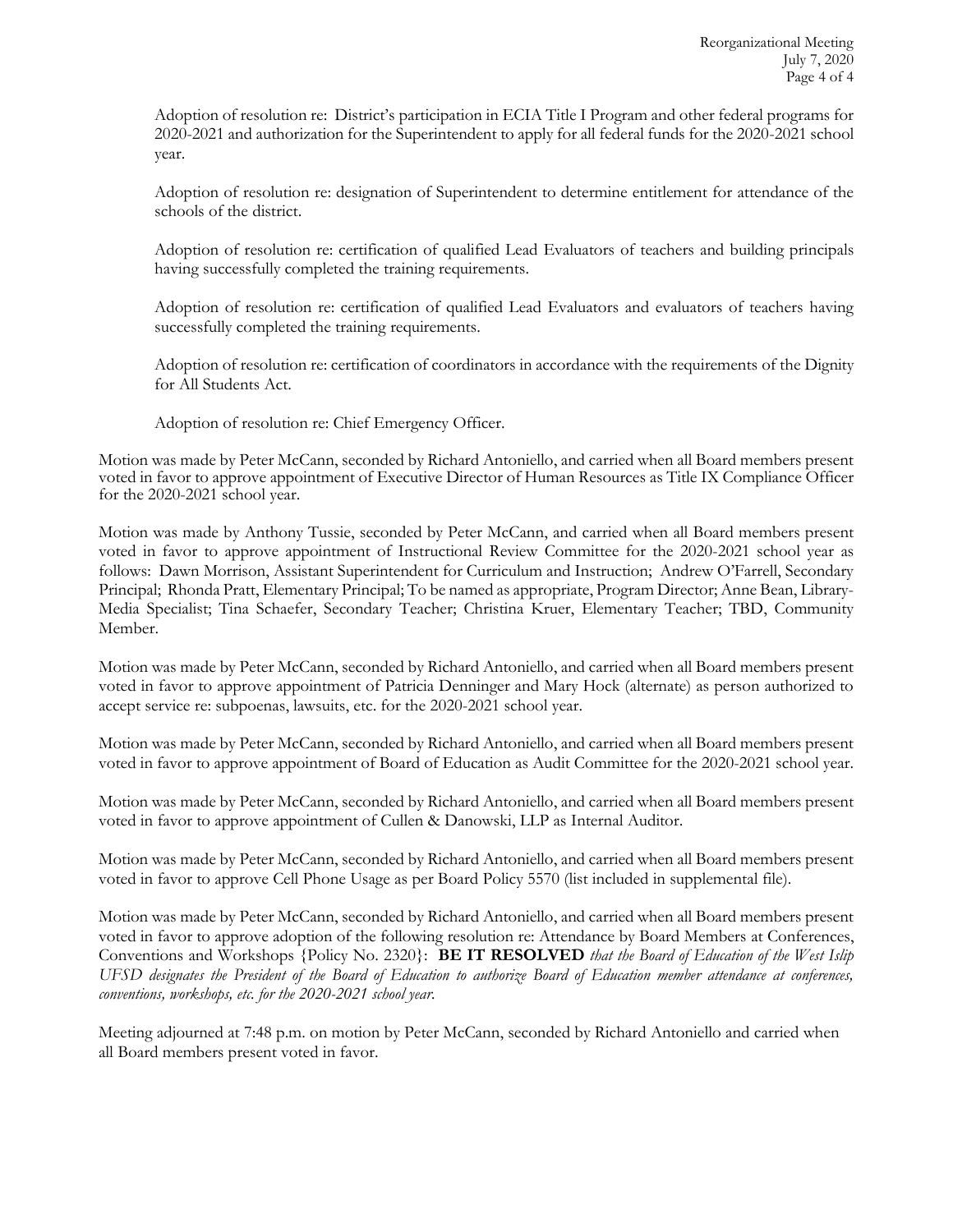Adoption of resolution re: District's participation in ECIA Title I Program and other federal programs for 2020-2021 and authorization for the Superintendent to apply for all federal funds for the 2020-2021 school year.

Adoption of resolution re: designation of Superintendent to determine entitlement for attendance of the schools of the district.

Adoption of resolution re: certification of qualified Lead Evaluators of teachers and building principals having successfully completed the training requirements.

Adoption of resolution re: certification of qualified Lead Evaluators and evaluators of teachers having successfully completed the training requirements.

Adoption of resolution re: certification of coordinators in accordance with the requirements of the Dignity for All Students Act.

Adoption of resolution re: Chief Emergency Officer.

Motion was made by Peter McCann, seconded by Richard Antoniello, and carried when all Board members present voted in favor to approve appointment of Executive Director of Human Resources as Title IX Compliance Officer for the 2020-2021 school year.

Motion was made by Anthony Tussie, seconded by Peter McCann, and carried when all Board members present voted in favor to approve appointment of Instructional Review Committee for the 2020-2021 school year as follows: Dawn Morrison, Assistant Superintendent for Curriculum and Instruction; Andrew O'Farrell, Secondary Principal; Rhonda Pratt, Elementary Principal; To be named as appropriate, Program Director; Anne Bean, Library-Media Specialist; Tina Schaefer, Secondary Teacher; Christina Kruer, Elementary Teacher; TBD, Community Member.

Motion was made by Peter McCann, seconded by Richard Antoniello, and carried when all Board members present voted in favor to approve appointment of Patricia Denninger and Mary Hock (alternate) as person authorized to accept service re: subpoenas, lawsuits, etc. for the 2020-2021 school year.

Motion was made by Peter McCann, seconded by Richard Antoniello, and carried when all Board members present voted in favor to approve appointment of Board of Education as Audit Committee for the 2020-2021 school year.

Motion was made by Peter McCann, seconded by Richard Antoniello, and carried when all Board members present voted in favor to approve appointment of Cullen & Danowski, LLP as Internal Auditor.

Motion was made by Peter McCann, seconded by Richard Antoniello, and carried when all Board members present voted in favor to approve Cell Phone Usage as per Board Policy 5570 (list included in supplemental file).

Motion was made by Peter McCann, seconded by Richard Antoniello, and carried when all Board members present voted in favor to approve adoption of the following resolution re: Attendance by Board Members at Conferences, Conventions and Workshops {Policy No. 2320}: **BE IT RESOLVED** *that the Board of Education of the West Islip UFSD designates the President of the Board of Education to authorize Board of Education member attendance at conferences, conventions, workshops, etc. for the 2020-2021 school year.*

Meeting adjourned at 7:48 p.m. on motion by Peter McCann, seconded by Richard Antoniello and carried when all Board members present voted in favor.